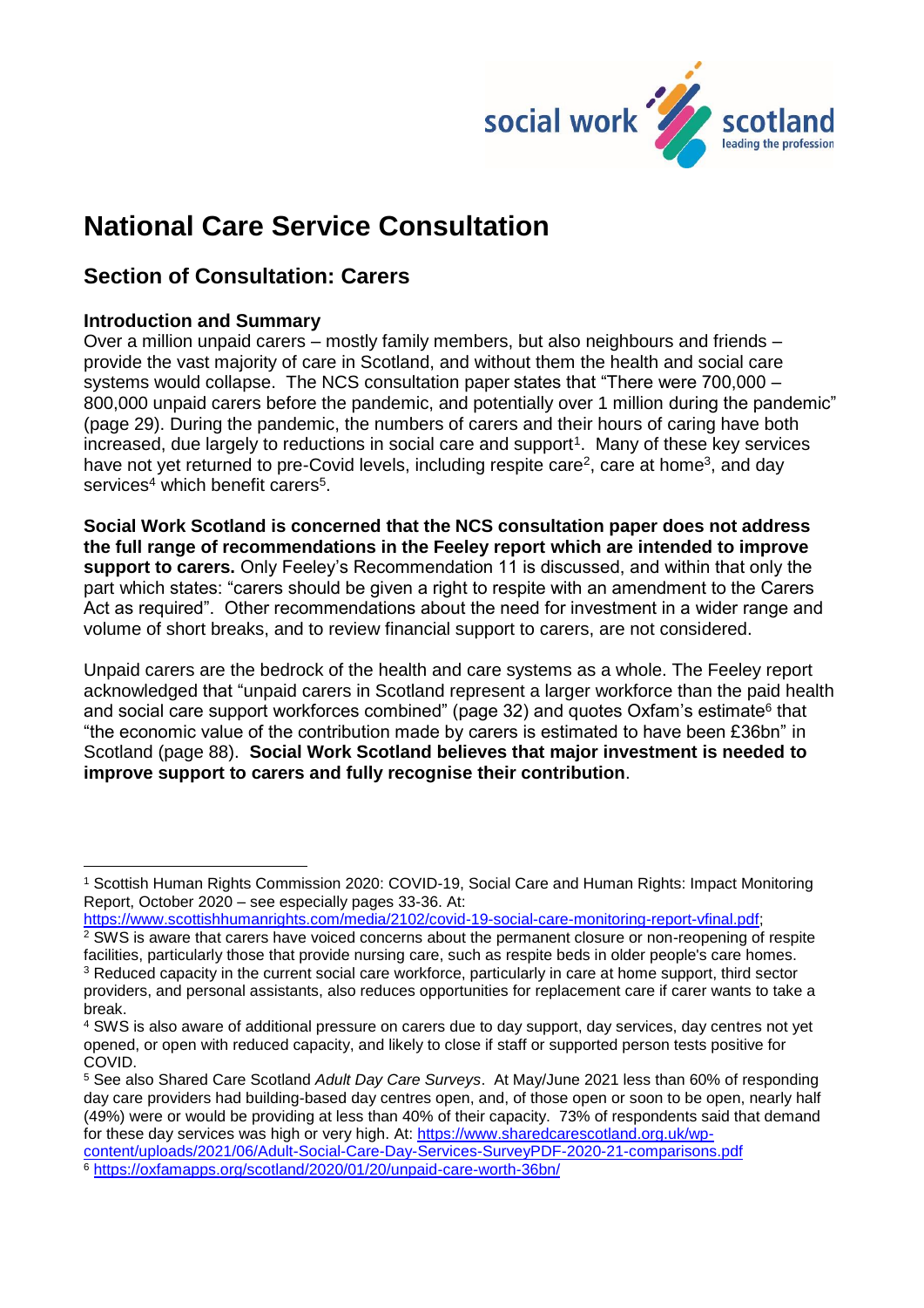# National Care Service Consultation

## Section of Consultation: Carers

### Introduction and Summary

Over a million unpaid carers – mostly family members, but also neighbours and friends – provide the vast majority of care in Scotland, and without them the health and social care systems would collapse. The NCS consultation paper states that "There were 700,000 – 800,000 unpaid carers before the pandemic, and potentially over 1 million during the pandemic" (page 29). During the pandemic, the numbers of carers and their hours of caring have both increased, due largely to reductions in social care and support[1]. Many of these key services have not yet returned to pre-Covid levels, including respite care[2], care at home[3], and day services[4] which benefit carers[5].

**Social Work Scotland is concerned that the NCS consultation paper does not address the full range of recommendations in the Feeley report which are intended to improve support to carers.** Only Feeley's Recommendation 11 is discussed, and within that only the part which states: "carers should be given a right to respite with an amendment to the Carers Act as required". Other recommendations about the need for investment in a wider range and volume of short breaks, and to review financial support to carers, are not considered.

Unpaid carers are the bedrock of the health and care systems as a whole. The Feeley report acknowledged that "unpaid carers in Scotland represent a larger workforce than the paid health and social care support workforces combined" (page 32) and quotes Oxfam's estimate[6] that "the economic value of the contribution made by carers is estimated to have been £36bn" in Scotland (page 88). **Social Work Scotland believes that major investment is needed to improve support to carers and fully recognise their contribution**.

---

[1] Scottish Human Rights Commission 2020: COVID-19, Social Care and Human Rights: Impact Monitoring Report, October 2020 – see especially pages 33-36. At: https://www.scottishhumanrights.com/media/2102/covid-19-social-care-monitoring-report-vfinal.pdf;

[2] SWS is aware that carers have voiced concerns about the permanent closure or non-reopening of respite facilities, particularly those that provide nursing care, such as respite beds in older people's care homes.

[3] Reduced capacity in the current social care workforce, particularly in care at home support, third sector providers, and personal assistants, also reduces opportunities for replacement care if carer wants to take a break.

[4] SWS is also aware of additional pressure on carers due to day support, day services, day centres not yet opened, or open with reduced capacity, and likely to close if staff or supported person tests positive for COVID.

[5] See also Shared Care Scotland *Adult Day Care Surveys*. At May/June 2021 less than 60% of responding day care providers had building-based day centres open, and, of those open or soon to be open, nearly half (49%) were or would be providing at less than 40% of their capacity. 73% of respondents said that demand for these day services was high or very high. At: https://www.sharedcarescotland.org.uk/wp-content/uploads/2021/06/Adult-Social-Care-Day-Services-SurveyPDF-2020-21-comparisons.pdf

[6] https://oxfamapps.org/scotland/2020/01/20/unpaid-care-worth-36bn/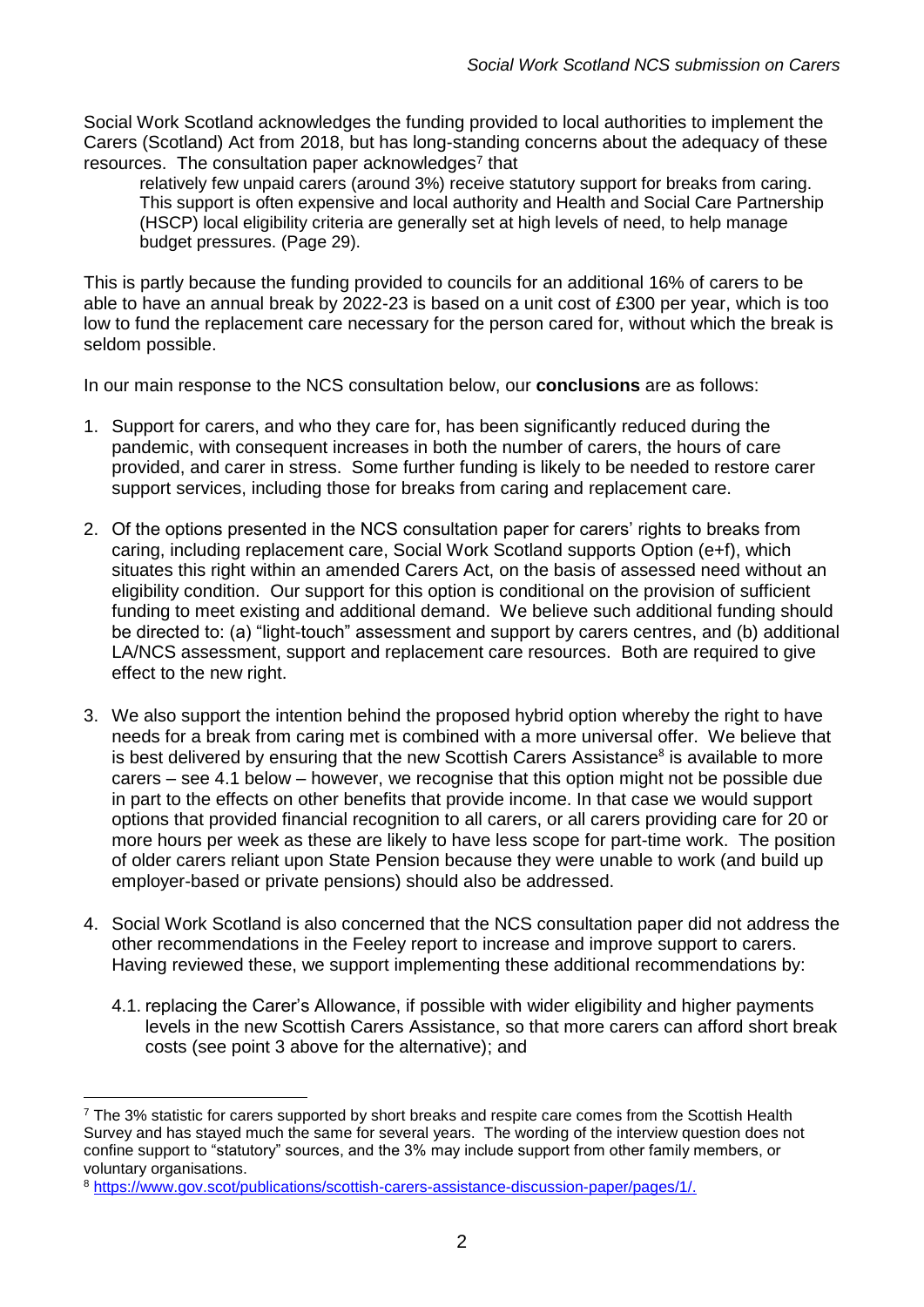Social Work Scotland acknowledges the funding provided to local authorities to implement the Carers (Scotland) Act from 2018, but has long-standing concerns about the adequacy of these resources. The consultation paper acknowledges[7] that

> relatively few unpaid carers (around 3%) receive statutory support for breaks from caring. This support is often expensive and local authority and Health and Social Care Partnership (HSCP) local eligibility criteria are generally set at high levels of need, to help manage budget pressures. (Page 29).

This is partly because the funding provided to councils for an additional 16% of carers to be able to have an annual break by 2022-23 is based on a unit cost of £300 per year, which is too low to fund the replacement care necessary for the person cared for, without which the break is seldom possible.

In our main response to the NCS consultation below, our **conclusions** are as follows:

1. Support for carers, and who they care for, has been significantly reduced during the pandemic, with consequent increases in both the number of carers, the hours of care provided, and carer in stress. Some further funding is likely to be needed to restore carer support services, including those for breaks from caring and replacement care.

2. Of the options presented in the NCS consultation paper for carers' rights to breaks from caring, including replacement care, Social Work Scotland supports Option (e+f), which situates this right within an amended Carers Act, on the basis of assessed need without an eligibility condition. Our support for this option is conditional on the provision of sufficient funding to meet existing and additional demand. We believe such additional funding should be directed to: (a) "light-touch" assessment and support by carers centres, and (b) additional LA/NCS assessment, support and replacement care resources. Both are required to give effect to the new right.

3. We also support the intention behind the proposed hybrid option whereby the right to have needs for a break from caring met is combined with a more universal offer. We believe that is best delivered by ensuring that the new Scottish Carers Assistance[8] is available to more carers – see 4.1 below – however, we recognise that this option might not be possible due in part to the effects on other benefits that provide income. In that case we would support options that provided financial recognition to all carers, or all carers providing care for 20 or more hours per week as these are likely to have less scope for part-time work. The position of older carers reliant upon State Pension because they were unable to work (and build up employer-based or private pensions) should also be addressed.

4. Social Work Scotland is also concerned that the NCS consultation paper did not address the other recommendations in the Feeley report to increase and improve support to carers. Having reviewed these, we support implementing these additional recommendations by:

    4.1. replacing the Carer's Allowance, if possible with wider eligibility and higher payments levels in the new Scottish Carers Assistance, so that more carers can afford short break costs (see point 3 above for the alternative); and

---

[7] The 3% statistic for carers supported by short breaks and respite care comes from the Scottish Health Survey and has stayed much the same for several years. The wording of the interview question does not confine support to "statutory" sources, and the 3% may include support from other family members, or voluntary organisations.

[8] https://www.gov.scot/publications/scottish-carers-assistance-discussion-paper/pages/1/.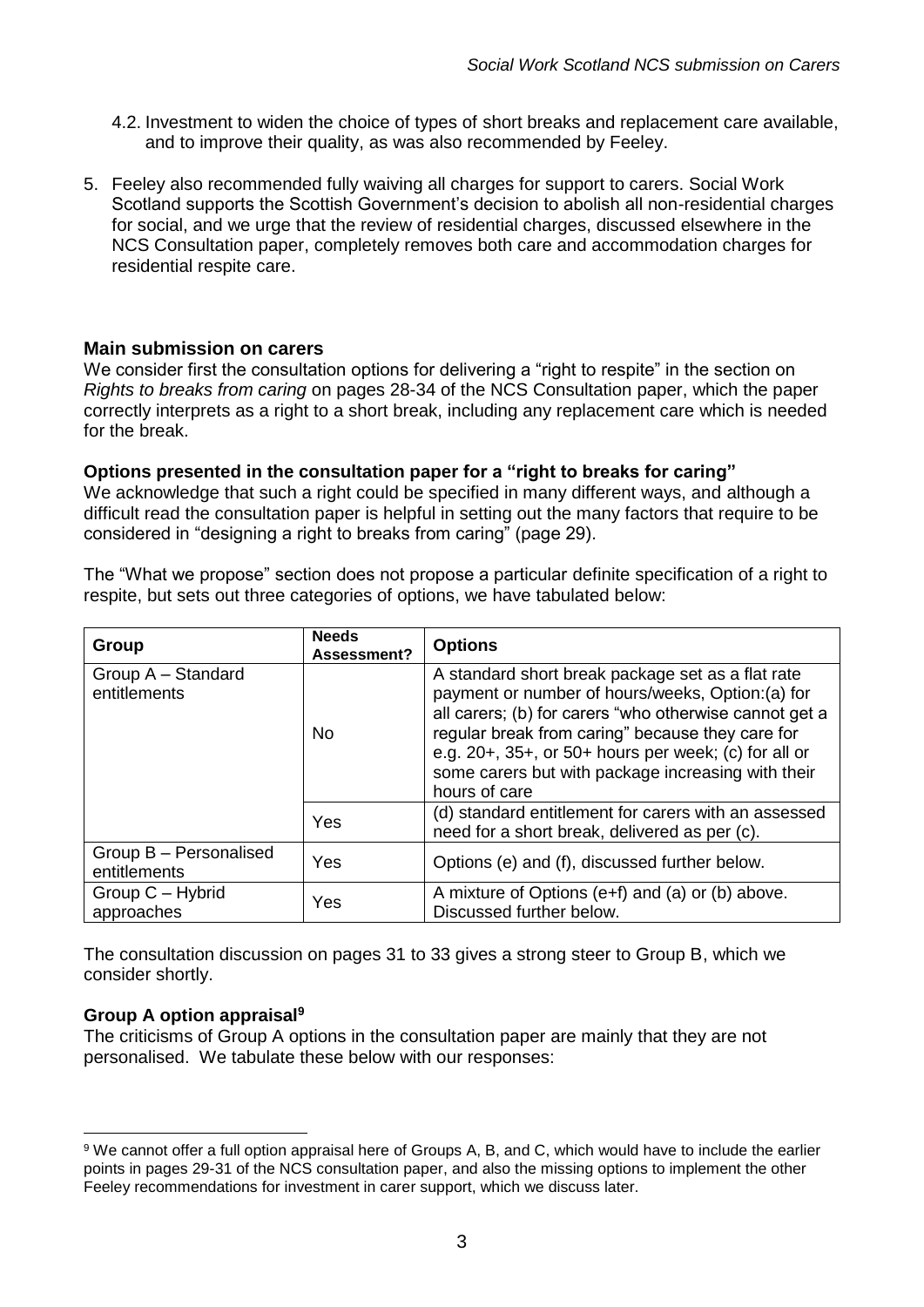4.2. Investment to widen the choice of types of short breaks and replacement care available, and to improve their quality, as was also recommended by Feeley.

5. Feeley also recommended fully waiving all charges for support to carers. Social Work Scotland supports the Scottish Government's decision to abolish all non-residential charges for social, and we urge that the review of residential charges, discussed elsewhere in the NCS Consultation paper, completely removes both care and accommodation charges for residential respite care.

**Main submission on carers**

We consider first the consultation options for delivering a "right to respite" in the section on *Rights to breaks from caring* on pages 28-34 of the NCS Consultation paper, which the paper correctly interprets as a right to a short break, including any replacement care which is needed for the break.

**Options presented in the consultation paper for a "right to breaks for caring"**

We acknowledge that such a right could be specified in many different ways, and although a difficult read the consultation paper is helpful in setting out the many factors that require to be considered in "designing a right to breaks from caring" (page 29).

The "What we propose" section does not propose a particular definite specification of a right to respite, but sets out three categories of options, we have tabulated below:

| Group | Needs Assessment? | Options |
|---|---|---|
| Group A – Standard entitlements | No | A standard short break package set as a flat rate payment or number of hours/weeks, Option:(a) for all carers; (b) for carers "who otherwise cannot get a regular break from caring" because they care for e.g. 20+, 35+, or 50+ hours per week; (c) for all or some carers but with package increasing with their hours of care |
| | Yes | (d) standard entitlement for carers with an assessed need for a short break, delivered as per (c). |
| Group B – Personalised entitlements | Yes | Options (e) and (f), discussed further below. |
| Group C – Hybrid approaches | Yes | A mixture of Options (e+f) and (a) or (b) above. Discussed further below. |

The consultation discussion on pages 31 to 33 gives a strong steer to Group B, which we consider shortly.

**Group A option appraisal[9]**

The criticisms of Group A options in the consultation paper are mainly that they are not personalised. We tabulate these below with our responses:

[9] We cannot offer a full option appraisal here of Groups A, B, and C, which would have to include the earlier points in pages 29-31 of the NCS consultation paper, and also the missing options to implement the other Feeley recommendations for investment in carer support, which we discuss later.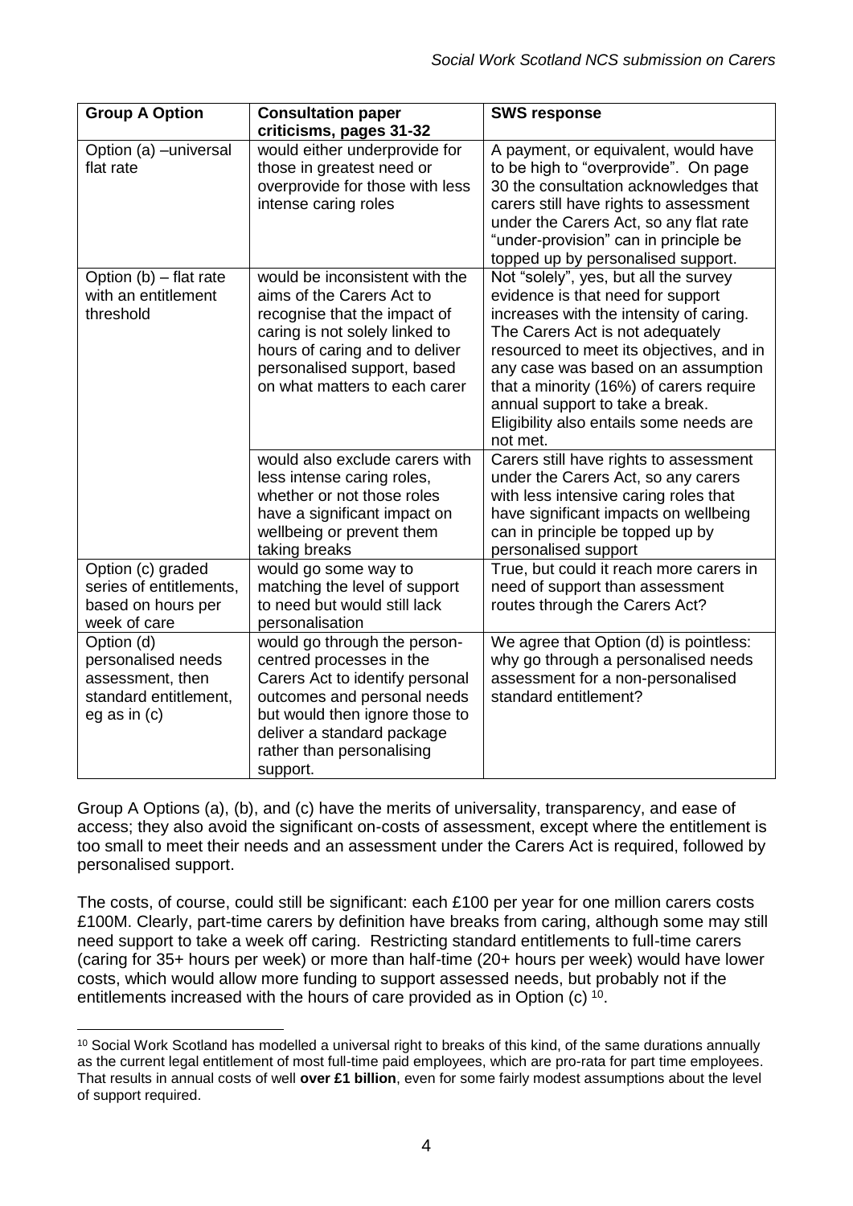| Group A Option | Consultation paper criticisms, pages 31-32 | SWS response |
|---|---|---|
| Option (a) –universal flat rate | would either underprovide for those in greatest need or overprovide for those with less intense caring roles | A payment, or equivalent, would have to be high to "overprovide". On page 30 the consultation acknowledges that carers still have rights to assessment under the Carers Act, so any flat rate "under-provision" can in principle be topped up by personalised support. |
| Option (b) – flat rate with an entitlement threshold | would be inconsistent with the aims of the Carers Act to recognise that the impact of caring is not solely linked to hours of caring and to deliver personalised support, based on what matters to each carer | Not "solely", yes, but all the survey evidence is that need for support increases with the intensity of caring. The Carers Act is not adequately resourced to meet its objectives, and in any case was based on an assumption that a minority (16%) of carers require annual support to take a break. Eligibility also entails some needs are not met. |
| | would also exclude carers with less intense caring roles, whether or not those roles have a significant impact on wellbeing or prevent them taking breaks | Carers still have rights to assessment under the Carers Act, so any carers with less intensive caring roles that have significant impacts on wellbeing can in principle be topped up by personalised support |
| Option (c) graded series of entitlements, based on hours per week of care | would go some way to matching the level of support to need but would still lack personalisation | True, but could it reach more carers in need of support than assessment routes through the Carers Act? |
| Option (d) personalised needs assessment, then standard entitlement, eg as in (c) | would go through the person-centred processes in the Carers Act to identify personal outcomes and personal needs but would then ignore those to deliver a standard package rather than personalising support. | We agree that Option (d) is pointless: why go through a personalised needs assessment for a non-personalised standard entitlement? |

Group A Options (a), (b), and (c) have the merits of universality, transparency, and ease of access; they also avoid the significant on-costs of assessment, except where the entitlement is too small to meet their needs and an assessment under the Carers Act is required, followed by personalised support.

The costs, of course, could still be significant: each £100 per year for one million carers costs £100M. Clearly, part-time carers by definition have breaks from caring, although some may still need support to take a week off caring. Restricting standard entitlements to full-time carers (caring for 35+ hours per week) or more than half-time (20+ hours per week) would have lower costs, which would allow more funding to support assessed needs, but probably not if the entitlements increased with the hours of care provided as in Option (c) [10].

[10] Social Work Scotland has modelled a universal right to breaks of this kind, of the same durations annually as the current legal entitlement of most full-time paid employees, which are pro-rata for part time employees. That results in annual costs of well **over £1 billion**, even for some fairly modest assumptions about the level of support required.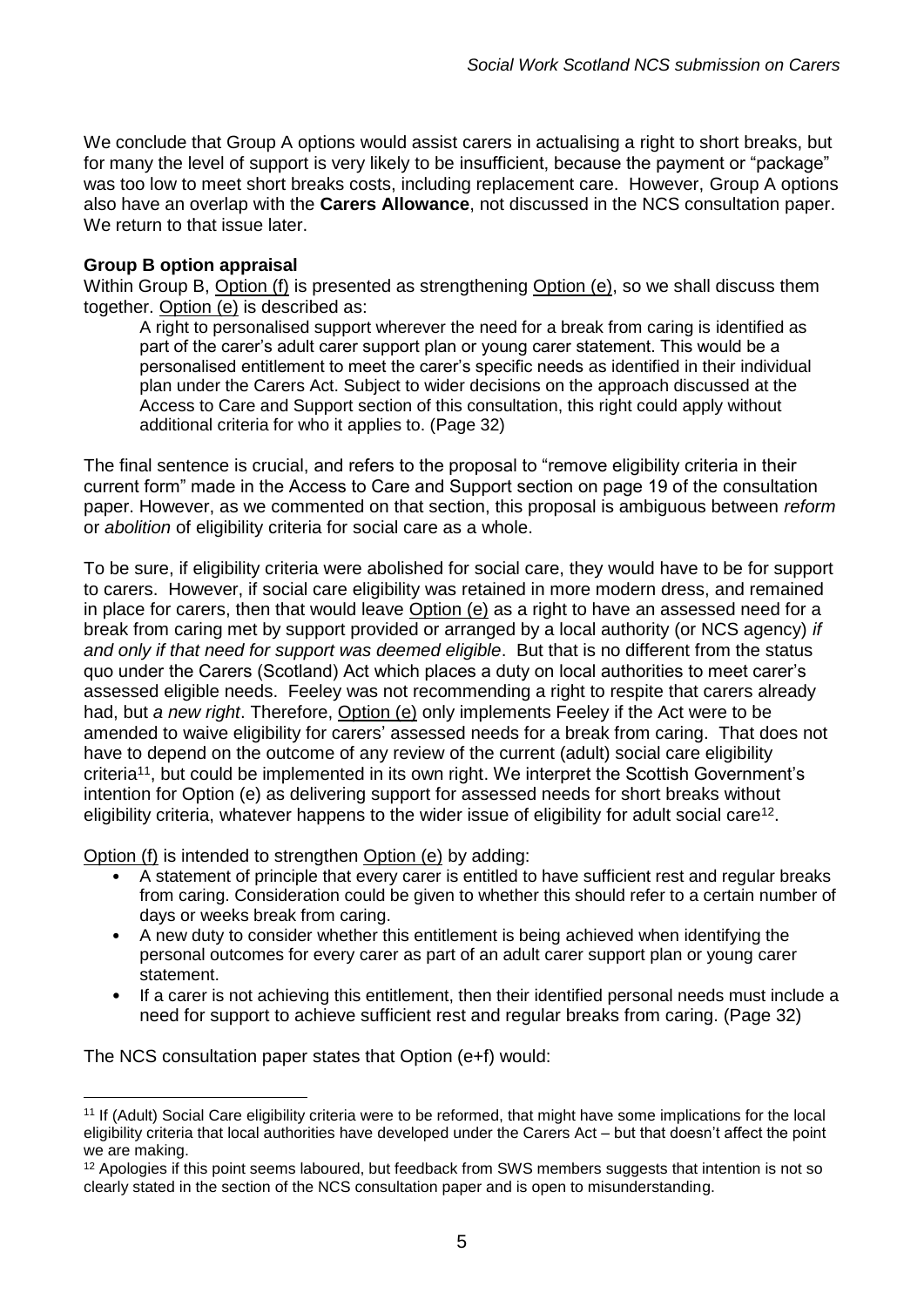We conclude that Group A options would assist carers in actualising a right to short breaks, but for many the level of support is very likely to be insufficient, because the payment or "package" was too low to meet short breaks costs, including replacement care. However, Group A options also have an overlap with the **Carers Allowance**, not discussed in the NCS consultation paper. We return to that issue later.

**Group B option appraisal**

Within Group B, Option (f) is presented as strengthening Option (e), so we shall discuss them together. Option (e) is described as:

> A right to personalised support wherever the need for a break from caring is identified as part of the carer's adult carer support plan or young carer statement. This would be a personalised entitlement to meet the carer's specific needs as identified in their individual plan under the Carers Act. Subject to wider decisions on the approach discussed at the Access to Care and Support section of this consultation, this right could apply without additional criteria for who it applies to. (Page 32)

The final sentence is crucial, and refers to the proposal to "remove eligibility criteria in their current form" made in the Access to Care and Support section on page 19 of the consultation paper. However, as we commented on that section, this proposal is ambiguous between *reform* or *abolition* of eligibility criteria for social care as a whole.

To be sure, if eligibility criteria were abolished for social care, they would have to be for support to carers. However, if social care eligibility was retained in more modern dress, and remained in place for carers, then that would leave Option (e) as a right to have an assessed need for a break from caring met by support provided or arranged by a local authority (or NCS agency) *if and only if that need for support was deemed eligible*. But that is no different from the status quo under the Carers (Scotland) Act which places a duty on local authorities to meet carer's assessed eligible needs. Feeley was not recommending a right to respite that carers already had, but *a new right*. Therefore, Option (e) only implements Feeley if the Act were to be amended to waive eligibility for carers' assessed needs for a break from caring. That does not have to depend on the outcome of any review of the current (adult) social care eligibility criteria[11], but could be implemented in its own right. We interpret the Scottish Government's intention for Option (e) as delivering support for assessed needs for short breaks without eligibility criteria, whatever happens to the wider issue of eligibility for adult social care[12].

Option (f) is intended to strengthen Option (e) by adding:

- A statement of principle that every carer is entitled to have sufficient rest and regular breaks from caring. Consideration could be given to whether this should refer to a certain number of days or weeks break from caring.
- A new duty to consider whether this entitlement is being achieved when identifying the personal outcomes for every carer as part of an adult carer support plan or young carer statement.
- If a carer is not achieving this entitlement, then their identified personal needs must include a need for support to achieve sufficient rest and regular breaks from caring. (Page 32)

The NCS consultation paper states that Option (e+f) would:

---

[11] If (Adult) Social Care eligibility criteria were to be reformed, that might have some implications for the local eligibility criteria that local authorities have developed under the Carers Act – but that doesn't affect the point we are making.

[12] Apologies if this point seems laboured, but feedback from SWS members suggests that intention is not so clearly stated in the section of the NCS consultation paper and is open to misunderstanding.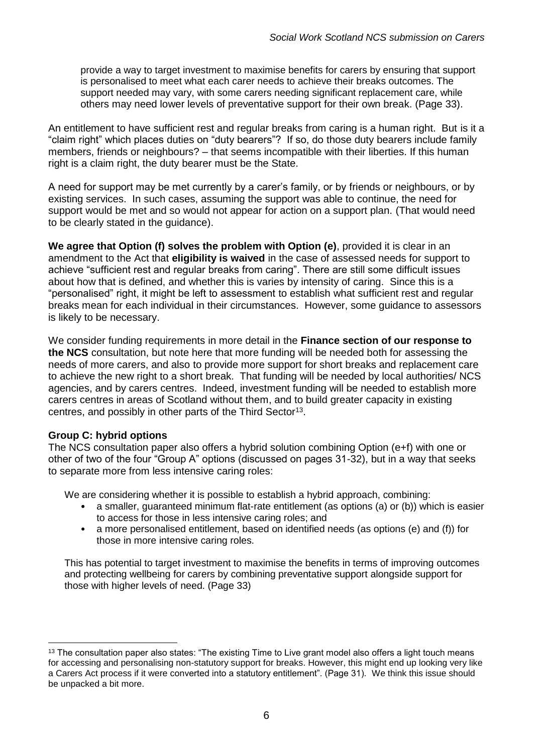> provide a way to target investment to maximise benefits for carers by ensuring that support is personalised to meet what each carer needs to achieve their breaks outcomes. The support needed may vary, with some carers needing significant replacement care, while others may need lower levels of preventative support for their own break. (Page 33).

An entitlement to have sufficient rest and regular breaks from caring is a human right. But is it a "claim right" which places duties on "duty bearers"? If so, do those duty bearers include family members, friends or neighbours? – that seems incompatible with their liberties. If this human right is a claim right, the duty bearer must be the State.

A need for support may be met currently by a carer's family, or by friends or neighbours, or by existing services. In such cases, assuming the support was able to continue, the need for support would be met and so would not appear for action on a support plan. (That would need to be clearly stated in the guidance).

**We agree that Option (f) solves the problem with Option (e)**, provided it is clear in an amendment to the Act that **eligibility is waived** in the case of assessed needs for support to achieve "sufficient rest and regular breaks from caring". There are still some difficult issues about how that is defined, and whether this is varies by intensity of caring. Since this is a "personalised" right, it might be left to assessment to establish what sufficient rest and regular breaks mean for each individual in their circumstances. However, some guidance to assessors is likely to be necessary.

We consider funding requirements in more detail in the **Finance section of our response to the NCS** consultation, but note here that more funding will be needed both for assessing the needs of more carers, and also to provide more support for short breaks and replacement care to achieve the new right to a short break. That funding will be needed by local authorities/ NCS agencies, and by carers centres. Indeed, investment funding will be needed to establish more carers centres in areas of Scotland without them, and to build greater capacity in existing centres, and possibly in other parts of the Third Sector[13].

**Group C: hybrid options**

The NCS consultation paper also offers a hybrid solution combining Option (e+f) with one or other of two of the four "Group A" options (discussed on pages 31-32), but in a way that seeks to separate more from less intensive caring roles:

> We are considering whether it is possible to establish a hybrid approach, combining:
> - a smaller, guaranteed minimum flat-rate entitlement (as options (a) or (b)) which is easier to access for those in less intensive caring roles; and
> - a more personalised entitlement, based on identified needs (as options (e) and (f)) for those in more intensive caring roles.
>
> This has potential to target investment to maximise the benefits in terms of improving outcomes and protecting wellbeing for carers by combining preventative support alongside support for those with higher levels of need. (Page 33)

---

[13] The consultation paper also states: "The existing Time to Live grant model also offers a light touch means for accessing and personalising non-statutory support for breaks. However, this might end up looking very like a Carers Act process if it were converted into a statutory entitlement". (Page 31). We think this issue should be unpacked a bit more.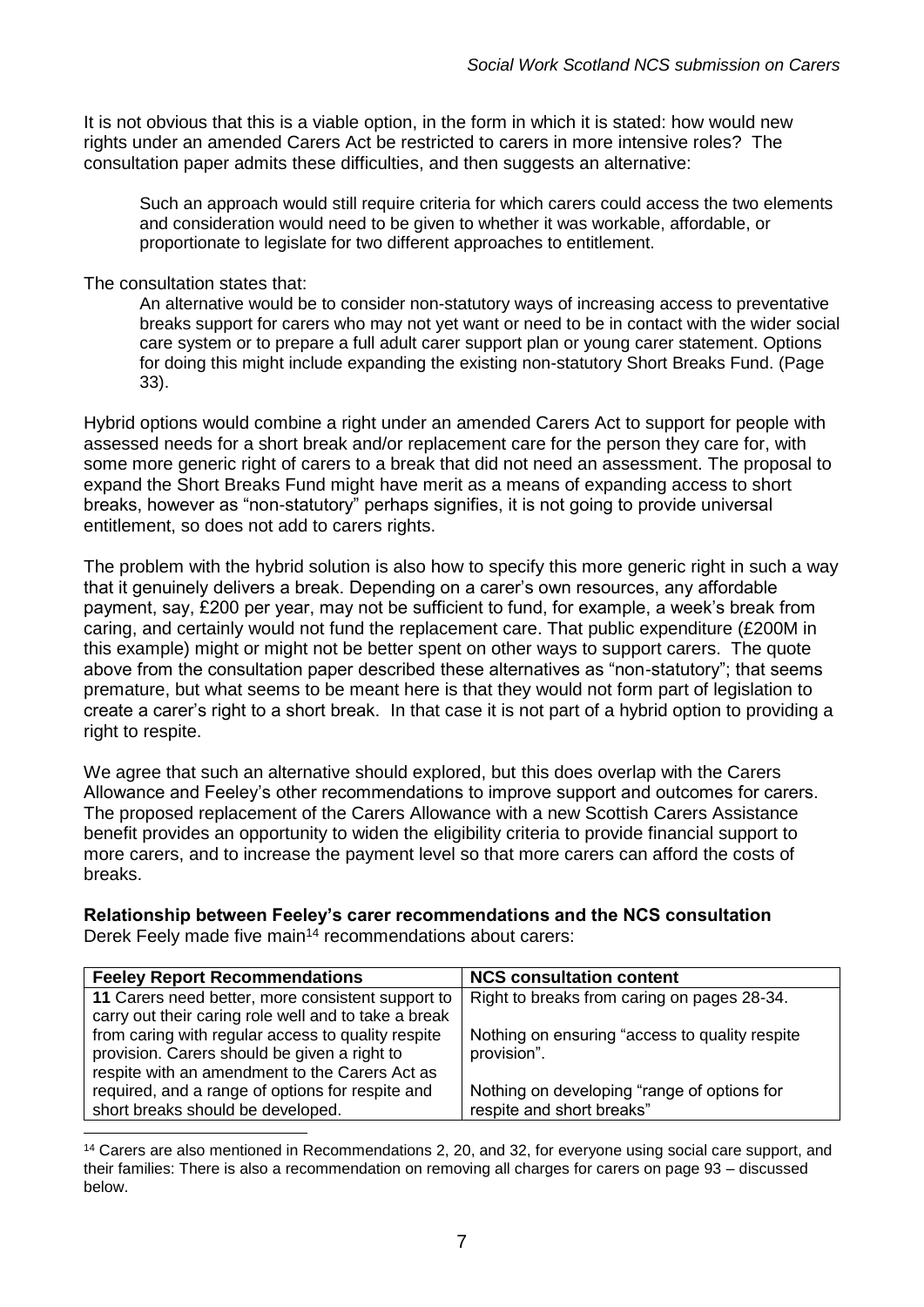It is not obvious that this is a viable option, in the form in which it is stated: how would new rights under an amended Carers Act be restricted to carers in more intensive roles? The consultation paper admits these difficulties, and then suggests an alternative:

> Such an approach would still require criteria for which carers could access the two elements and consideration would need to be given to whether it was workable, affordable, or proportionate to legislate for two different approaches to entitlement.

The consultation states that:

> An alternative would be to consider non-statutory ways of increasing access to preventative breaks support for carers who may not yet want or need to be in contact with the wider social care system or to prepare a full adult carer support plan or young carer statement. Options for doing this might include expanding the existing non-statutory Short Breaks Fund. (Page 33).

Hybrid options would combine a right under an amended Carers Act to support for people with assessed needs for a short break and/or replacement care for the person they care for, with some more generic right of carers to a break that did not need an assessment. The proposal to expand the Short Breaks Fund might have merit as a means of expanding access to short breaks, however as "non-statutory" perhaps signifies, it is not going to provide universal entitlement, so does not add to carers rights.

The problem with the hybrid solution is also how to specify this more generic right in such a way that it genuinely delivers a break. Depending on a carer's own resources, any affordable payment, say, £200 per year, may not be sufficient to fund, for example, a week's break from caring, and certainly would not fund the replacement care. That public expenditure (£200M in this example) might or might not be better spent on other ways to support carers. The quote above from the consultation paper described these alternatives as "non-statutory"; that seems premature, but what seems to be meant here is that they would not form part of legislation to create a carer's right to a short break. In that case it is not part of a hybrid option to providing a right to respite.

We agree that such an alternative should explored, but this does overlap with the Carers Allowance and Feeley's other recommendations to improve support and outcomes for carers. The proposed replacement of the Carers Allowance with a new Scottish Carers Assistance benefit provides an opportunity to widen the eligibility criteria to provide financial support to more carers, and to increase the payment level so that more carers can afford the costs of breaks.

**Relationship between Feeley's carer recommendations and the NCS consultation**

Derek Feely made five main[14] recommendations about carers:

| Feeley Report Recommendations | NCS consultation content |
|---|---|
| **11** Carers need better, more consistent support to carry out their caring role well and to take a break from caring with regular access to quality respite provision. Carers should be given a right to respite with an amendment to the Carers Act as required, and a range of options for respite and short breaks should be developed. | Right to breaks from caring on pages 28-34.<br><br>Nothing on ensuring "access to quality respite provision".<br><br>Nothing on developing "range of options for respite and short breaks" |

[14] Carers are also mentioned in Recommendations 2, 20, and 32, for everyone using social care support, and their families: There is also a recommendation on removing all charges for carers on page 93 – discussed below.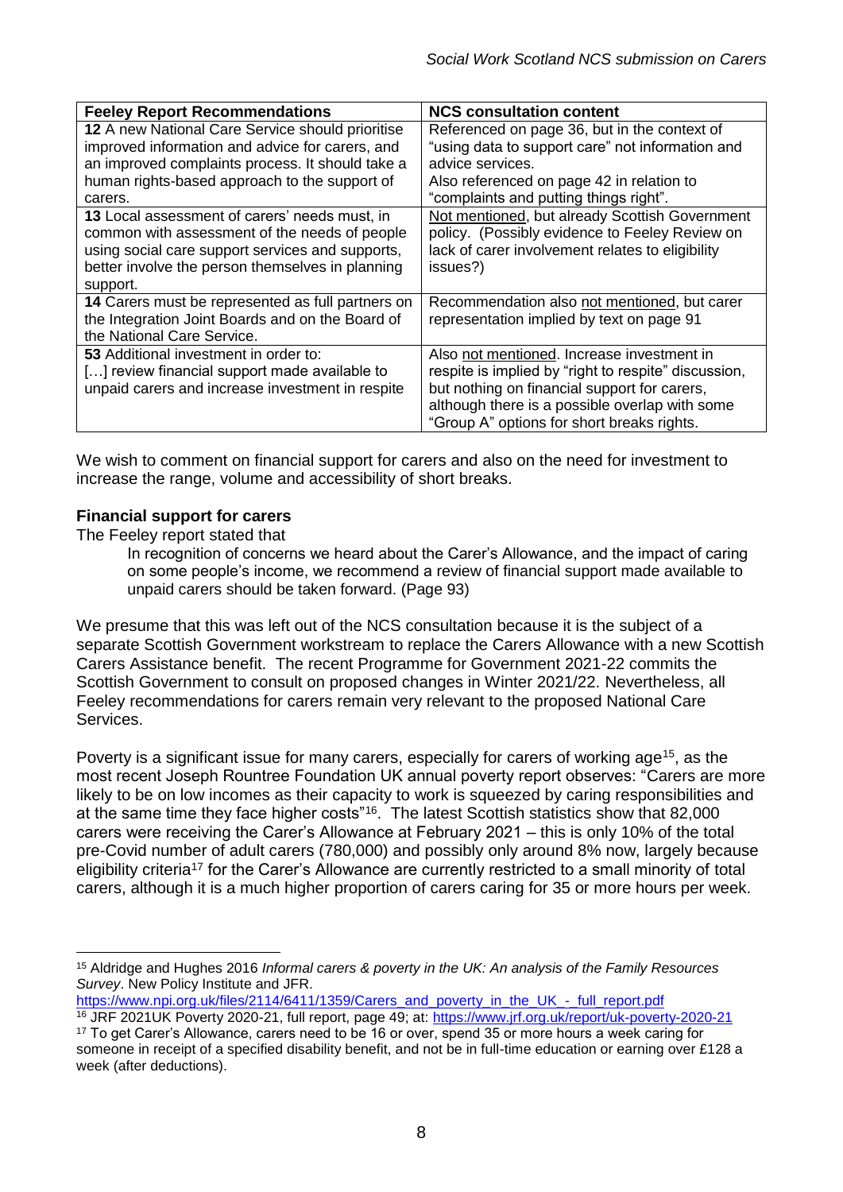| Feeley Report Recommendations | NCS consultation content |
| --- | --- |
| **12** A new National Care Service should prioritise improved information and advice for carers, and an improved complaints process. It should take a human rights-based approach to the support of carers. | Referenced on page 36, but in the context of "using data to support care" not information and advice services. Also referenced on page 42 in relation to "complaints and putting things right". |
| **13** Local assessment of carers' needs must, in common with assessment of the needs of people using social care support services and supports, better involve the person themselves in planning support. | Not mentioned, but already Scottish Government policy. (Possibly evidence to Feeley Review on lack of carer involvement relates to eligibility issues?) |
| **14** Carers must be represented as full partners on the Integration Joint Boards and on the Board of the National Care Service. | Recommendation also not mentioned, but carer representation implied by text on page 91 |
| **53** Additional investment in order to: […] review financial support made available to unpaid carers and increase investment in respite | Also not mentioned. Increase investment in respite is implied by "right to respite" discussion, but nothing on financial support for carers, although there is a possible overlap with some "Group A" options for short breaks rights. |

We wish to comment on financial support for carers and also on the need for investment to increase the range, volume and accessibility of short breaks.

**Financial support for carers**

The Feeley report stated that

> In recognition of concerns we heard about the Carer's Allowance, and the impact of caring on some people's income, we recommend a review of financial support made available to unpaid carers should be taken forward. (Page 93)

We presume that this was left out of the NCS consultation because it is the subject of a separate Scottish Government workstream to replace the Carers Allowance with a new Scottish Carers Assistance benefit. The recent Programme for Government 2021-22 commits the Scottish Government to consult on proposed changes in Winter 2021/22. Nevertheless, all Feeley recommendations for carers remain very relevant to the proposed National Care Services.

Poverty is a significant issue for many carers, especially for carers of working age[15], as the most recent Joseph Rowntree Foundation UK annual poverty report observes: "Carers are more likely to be on low incomes as their capacity to work is squeezed by caring responsibilities and at the same time they face higher costs"[16]. The latest Scottish statistics show that 82,000 carers were receiving the Carer's Allowance at February 2021 – this is only 10% of the total pre-Covid number of adult carers (780,000) and possibly only around 8% now, largely because eligibility criteria[17] for the Carer's Allowance are currently restricted to a small minority of total carers, although it is a much higher proportion of carers caring for 35 or more hours per week.

---

[15] Aldridge and Hughes 2016 *Informal carers & poverty in the UK: An analysis of the Family Resources Survey*. New Policy Institute and JFR. https://www.npi.org.uk/files/2114/6411/1359/Carers_and_poverty_in_the_UK_-_full_report.pdf

[16] JRF 2021UK Poverty 2020-21, full report, page 49; at: https://www.jrf.org.uk/report/uk-poverty-2020-21

[17] To get Carer's Allowance, carers need to be 16 or over, spend 35 or more hours a week caring for someone in receipt of a specified disability benefit, and not be in full-time education or earning over £128 a week (after deductions).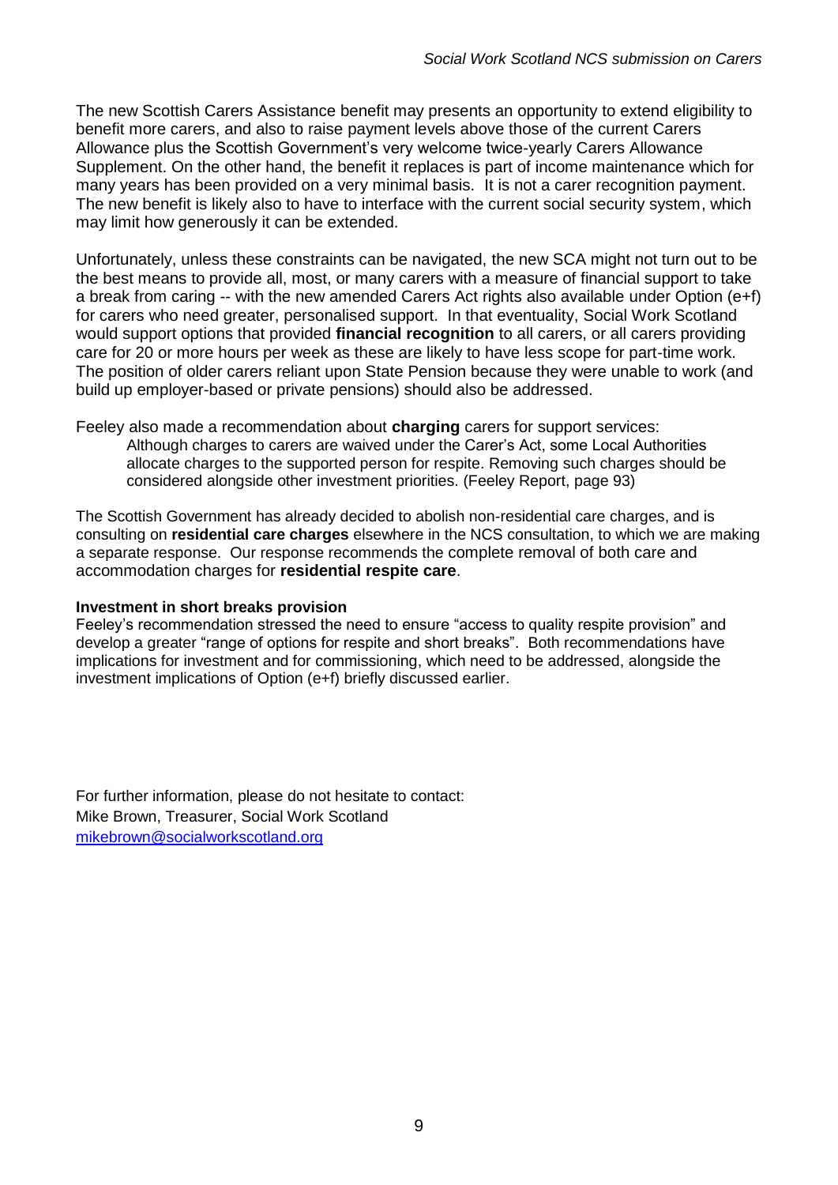The new Scottish Carers Assistance benefit may presents an opportunity to extend eligibility to benefit more carers, and also to raise payment levels above those of the current Carers Allowance plus the Scottish Government's very welcome twice-yearly Carers Allowance Supplement. On the other hand, the benefit it replaces is part of income maintenance which for many years has been provided on a very minimal basis. It is not a carer recognition payment. The new benefit is likely also to have to interface with the current social security system, which may limit how generously it can be extended.

Unfortunately, unless these constraints can be navigated, the new SCA might not turn out to be the best means to provide all, most, or many carers with a measure of financial support to take a break from caring -- with the new amended Carers Act rights also available under Option (e+f) for carers who need greater, personalised support. In that eventuality, Social Work Scotland would support options that provided **financial recognition** to all carers, or all carers providing care for 20 or more hours per week as these are likely to have less scope for part-time work. The position of older carers reliant upon State Pension because they were unable to work (and build up employer-based or private pensions) should also be addressed.

Feeley also made a recommendation about **charging** carers for support services:

> Although charges to carers are waived under the Carer's Act, some Local Authorities allocate charges to the supported person for respite. Removing such charges should be considered alongside other investment priorities. (Feeley Report, page 93)

The Scottish Government has already decided to abolish non-residential care charges, and is consulting on **residential care charges** elsewhere in the NCS consultation, to which we are making a separate response. Our response recommends the complete removal of both care and accommodation charges for **residential respite care**.

**Investment in short breaks provision**

Feeley's recommendation stressed the need to ensure "access to quality respite provision" and develop a greater "range of options for respite and short breaks". Both recommendations have implications for investment and for commissioning, which need to be addressed, alongside the investment implications of Option (e+f) briefly discussed earlier.

For further information, please do not hesitate to contact:
Mike Brown, Treasurer, Social Work Scotland
mikebrown@socialworkscotland.org